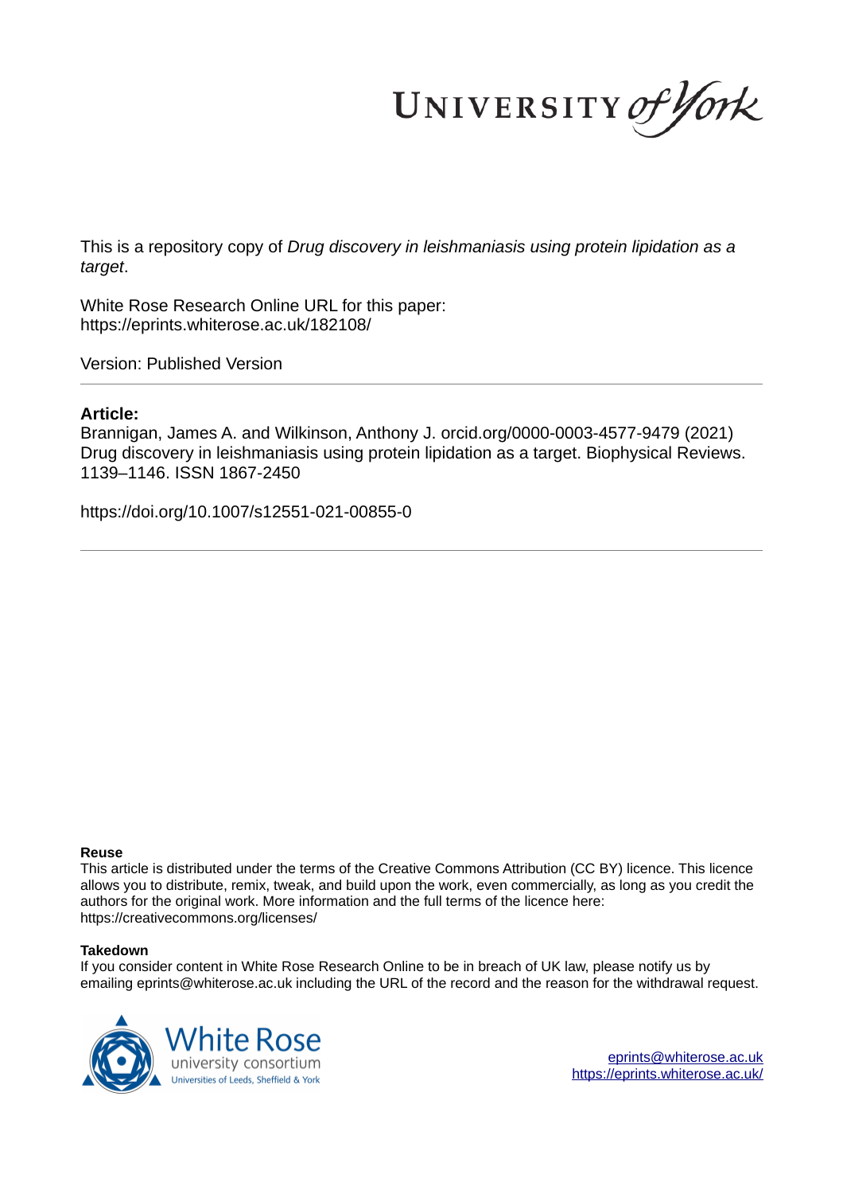UNIVERSITY of York

This is a repository copy of *Drug discovery in leishmaniasis using protein lipidation as a target*.

White Rose Research Online URL for this paper:
https://eprints.whiterose.ac.uk/182108/

Version: Published Version

## Article:

Brannigan, James A. and Wilkinson, Anthony J. orcid.org/0000-0003-4577-9479 (2021) Drug discovery in leishmaniasis using protein lipidation as a target. Biophysical Reviews. 1139–1146. ISSN 1867-2450

https://doi.org/10.1007/s12551-021-00855-0

### Reuse

This article is distributed under the terms of the Creative Commons Attribution (CC BY) licence. This licence allows you to distribute, remix, tweak, and build upon the work, even commercially, as long as you credit the authors for the original work. More information and the full terms of the licence here: https://creativecommons.org/licenses/

### Takedown

If you consider content in White Rose Research Online to be in breach of UK law, please notify us by emailing eprints@whiterose.ac.uk including the URL of the record and the reason for the withdrawal request.

White Rose university consortium
Universities of Leeds, Sheffield & York

eprints@whiterose.ac.uk
https://eprints.whiterose.ac.uk/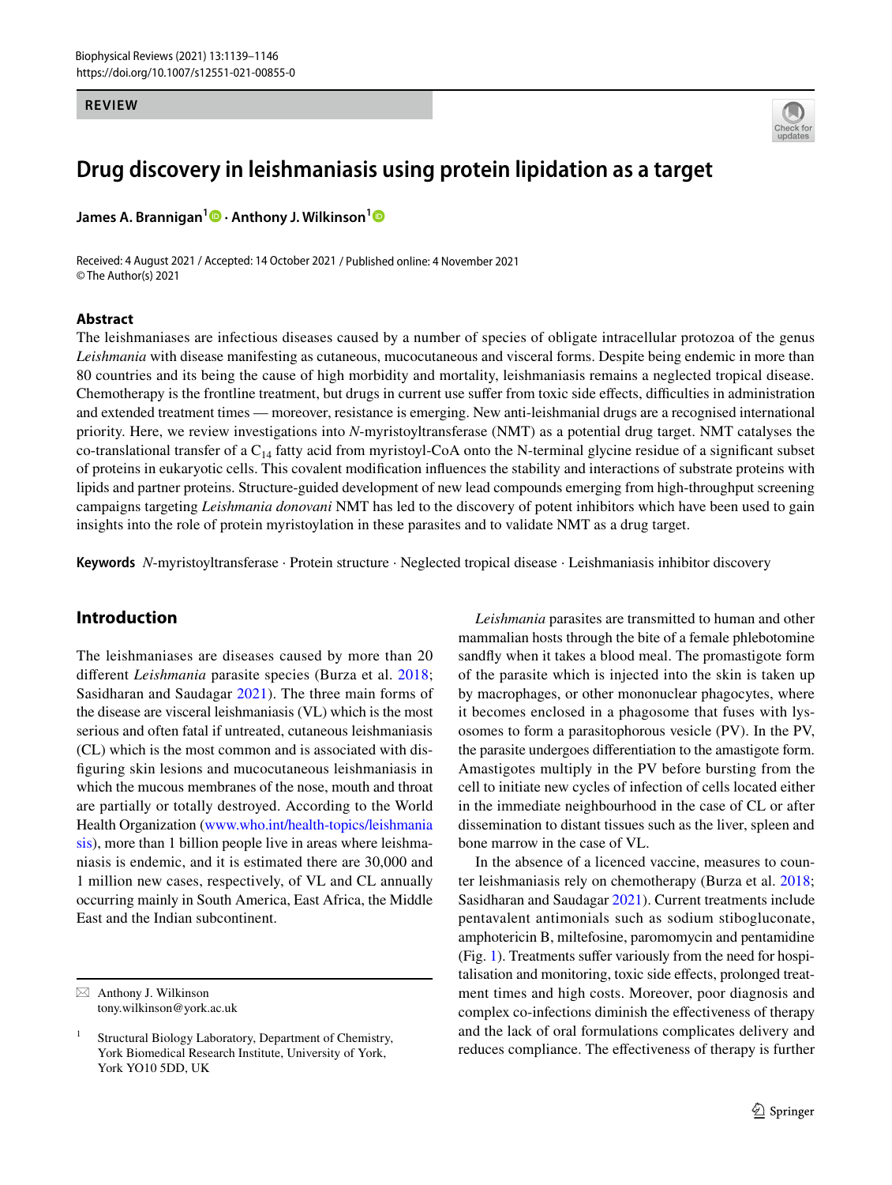# Drug discovery in leishmaniasis using protein lipidation as a target

**James A. Brannigan[1] · Anthony J. Wilkinson[1]**

Received: 4 August 2021 / Accepted: 14 October 2021 / Published online: 4 November 2021
© The Author(s) 2021

## Abstract

The leishmaniases are infectious diseases caused by a number of species of obligate intracellular protozoa of the genus *Leishmania* with disease manifesting as cutaneous, mucocutaneous and visceral forms. Despite being endemic in more than 80 countries and its being the cause of high morbidity and mortality, leishmaniasis remains a neglected tropical disease. Chemotherapy is the frontline treatment, but drugs in current use suffer from toxic side effects, difficulties in administration and extended treatment times — moreover, resistance is emerging. New anti-leishmanial drugs are a recognised international priority. Here, we review investigations into *N*-myristoyltransferase (NMT) as a potential drug target. NMT catalyses the co-translational transfer of a $C_{14}$ fatty acid from myristoyl-CoA onto the N-terminal glycine residue of a significant subset of proteins in eukaryotic cells. This covalent modification influences the stability and interactions of substrate proteins with lipids and partner proteins. Structure-guided development of new lead compounds emerging from high-throughput screening campaigns targeting *Leishmania donovani* NMT has led to the discovery of potent inhibitors which have been used to gain insights into the role of protein myristoylation in these parasites and to validate NMT as a drug target.

**Keywords** *N*-myristoyltransferase · Protein structure · Neglected tropical disease · Leishmaniasis inhibitor discovery

## Introduction

The leishmaniases are diseases caused by more than 20 different *Leishmania* parasite species (Burza et al. 2018; Sasidharan and Saudagar 2021). The three main forms of the disease are visceral leishmaniasis (VL) which is the most serious and often fatal if untreated, cutaneous leishmaniasis (CL) which is the most common and is associated with disfiguring skin lesions and mucocutaneous leishmaniasis in which the mucous membranes of the nose, mouth and throat are partially or totally destroyed. According to the World Health Organization (www.who.int/health-topics/leishmaniasis), more than 1 billion people live in areas where leishmaniasis is endemic, and it is estimated there are 30,000 and 1 million new cases, respectively, of VL and CL annually occurring mainly in South America, East Africa, the Middle East and the Indian subcontinent.

*Leishmania* parasites are transmitted to human and other mammalian hosts through the bite of a female phlebotomine sandfly when it takes a blood meal. The promastigote form of the parasite which is injected into the skin is taken up by macrophages, or other mononuclear phagocytes, where it becomes enclosed in a phagosome that fuses with lysosomes to form a parasitophorous vesicle (PV). In the PV, the parasite undergoes differentiation to the amastigote form. Amastigotes multiply in the PV before bursting from the cell to initiate new cycles of infection of cells located either in the immediate neighbourhood in the case of CL or after dissemination to distant tissues such as the liver, spleen and bone marrow in the case of VL.

In the absence of a licenced vaccine, measures to counter leishmaniasis rely on chemotherapy (Burza et al. 2018; Sasidharan and Saudagar 2021). Current treatments include pentavalent antimonials such as sodium stibogluconate, amphotericin B, miltefosine, paromomycin and pentamidine (Fig. 1). Treatments suffer variously from the need for hospitalisation and monitoring, toxic side effects, prolonged treatment times and high costs. Moreover, poor diagnosis and complex co-infections diminish the effectiveness of therapy and the lack of oral formulations complicates delivery and reduces compliance. The effectiveness of therapy is further

---

✉ Anthony J. Wilkinson
tony.wilkinson@york.ac.uk

[1] Structural Biology Laboratory, Department of Chemistry, York Biomedical Research Institute, University of York, York YO10 5DD, UK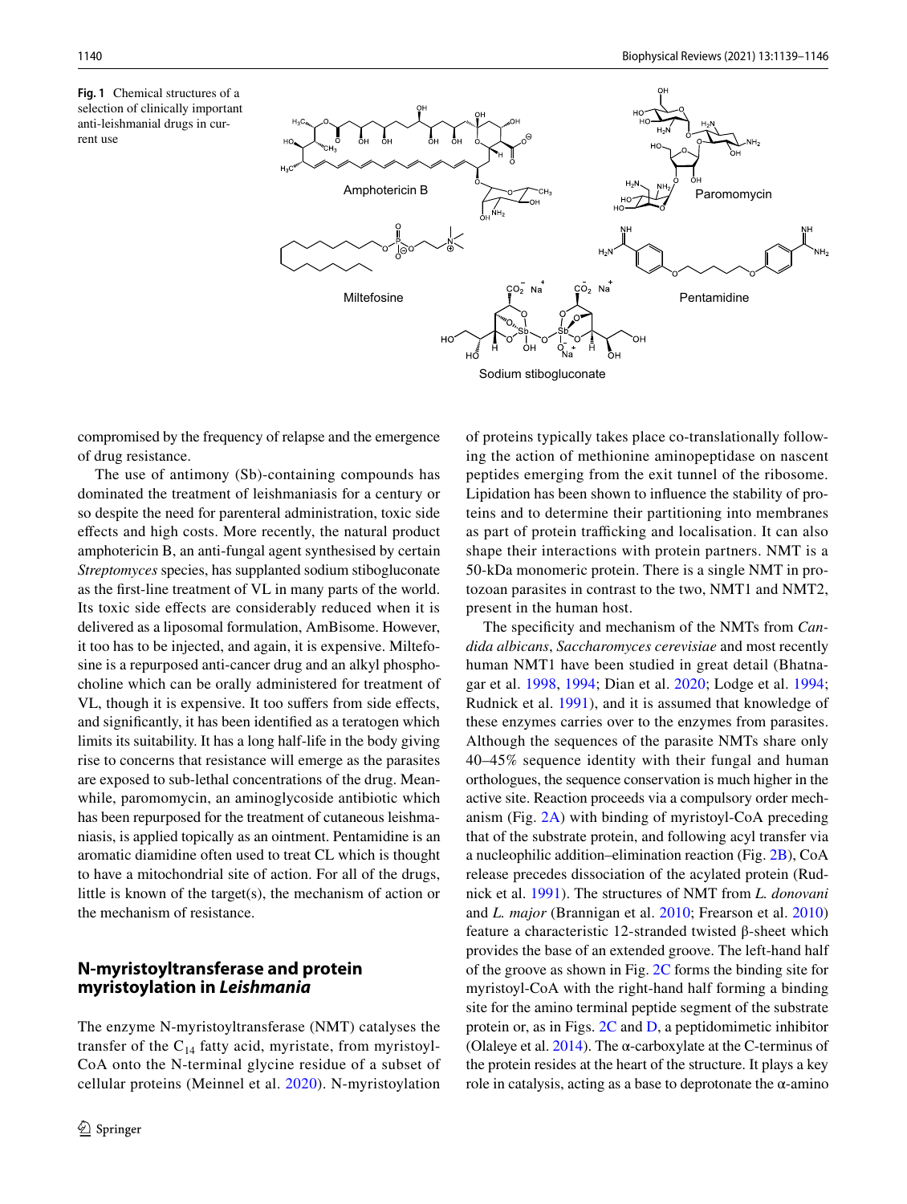**Fig. 1** Chemical structures of a selection of clinically important anti-leishmanial drugs in current use

compromised by the frequency of relapse and the emergence of drug resistance.

The use of antimony (Sb)-containing compounds has dominated the treatment of leishmaniasis for a century or so despite the need for parenteral administration, toxic side effects and high costs. More recently, the natural product amphotericin B, an anti-fungal agent synthesised by certain *Streptomyces* species, has supplanted sodium stibogluconate as the first-line treatment of VL in many parts of the world. Its toxic side effects are considerably reduced when it is delivered as a liposomal formulation, AmBisome. However, it too has to be injected, and again, it is expensive. Miltefosine is a repurposed anti-cancer drug and an alkyl phosphocholine which can be orally administered for treatment of VL, though it too is expensive. It too suffers from side effects, and significantly, it has been identified as a teratogen which limits its suitability. It has a long half-life in the body giving rise to concerns that resistance will emerge as the parasites are exposed to sub-lethal concentrations of the drug. Meanwhile, paromomycin, an aminoglycoside antibiotic which has been repurposed for the treatment of cutaneous leishmaniasis, is applied topically as an ointment. Pentamidine is an aromatic diamidine often used to treat CL which is thought to have a mitochondrial site of action. For all of the drugs, little is known of the target(s), the mechanism of action or the mechanism of resistance.

## N-myristoyltransferase and protein myristoylation in *Leishmania*

The enzyme N-myristoyltransferase (NMT) catalyses the transfer of the $C_{14}$ fatty acid, myristate, from myristoyl-CoA onto the N-terminal glycine residue of a subset of cellular proteins (Meinnel et al. 2020). N-myristoylation of proteins typically takes place co-translationally following the action of methionine aminopeptidase on nascent peptides emerging from the exit tunnel of the ribosome. Lipidation has been shown to influence the stability of proteins and to determine their partitioning into membranes as part of protein trafficking and localisation. It can also shape their interactions with protein partners. NMT is a 50-kDa monomeric protein. There is a single NMT in protozoan parasites in contrast to the two, NMT1 and NMT2, present in the human host.

The specificity and mechanism of the NMTs from *Candida albicans*, *Saccharomyces cerevisiae* and most recently human NMT1 have been studied in great detail (Bhatnagar et al. 1998, 1994; Dian et al. 2020; Lodge et al. 1994; Rudnick et al. 1991), and it is assumed that knowledge of these enzymes carries over to the enzymes from parasites. Although the sequences of the parasite NMTs share only 40–45% sequence identity with their fungal and human orthologues, the sequence conservation is much higher in the active site. Reaction proceeds via a compulsory order mechanism (Fig. 2A) with binding of myristoyl-CoA preceding that of the substrate protein, and following acyl transfer via a nucleophilic addition–elimination reaction (Fig. 2B), CoA release precedes dissociation of the acylated protein (Rudnick et al. 1991). The structures of NMT from *L. donovani* and *L. major* (Brannigan et al. 2010; Frearson et al. 2010) feature a characteristic 12-stranded twisted β-sheet which provides the base of an extended groove. The left-hand half of the groove as shown in Fig. 2C forms the binding site for myristoyl-CoA with the right-hand half forming a binding site for the amino terminal peptide segment of the substrate protein or, as in Figs. 2C and D, a peptidomimetic inhibitor (Olaleye et al. 2014). The α-carboxylate at the C-terminus of the protein resides at the heart of the structure. It plays a key role in catalysis, acting as a base to deprotonate the α-amino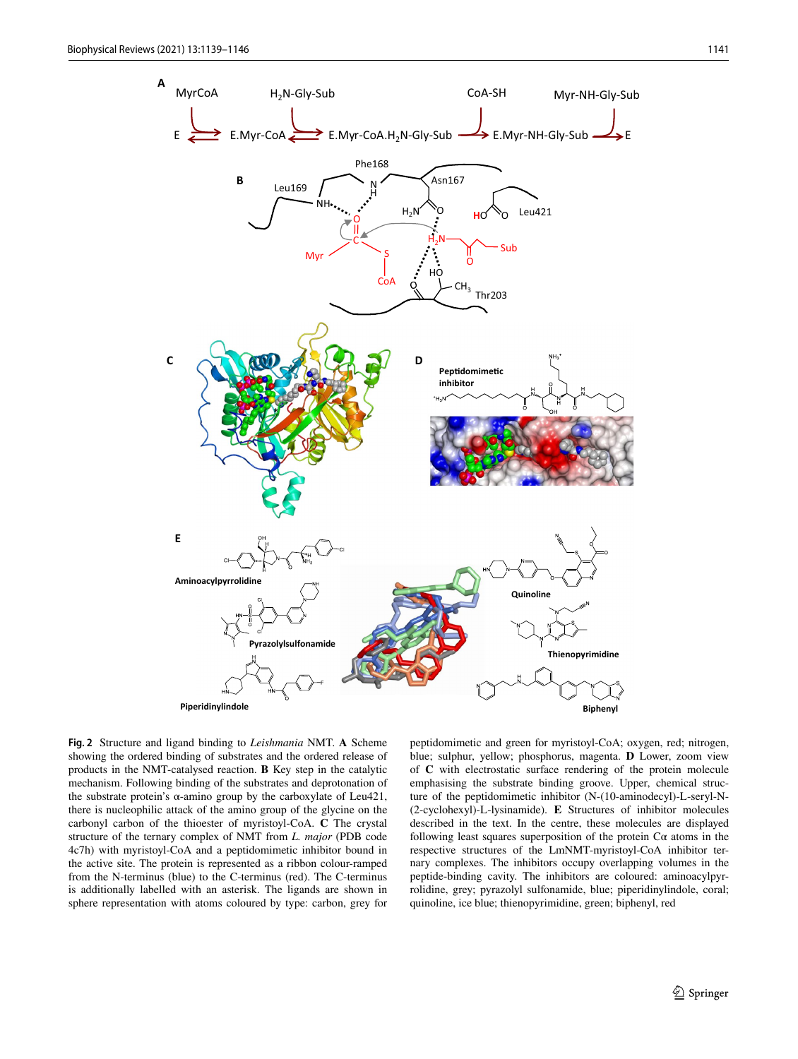**Fig. 2** Structure and ligand binding to *Leishmania* NMT. **A** Scheme showing the ordered binding of substrates and the ordered release of products in the NMT-catalysed reaction. **B** Key step in the catalytic mechanism. Following binding of the substrates and deprotonation of the substrate protein's α-amino group by the carboxylate of Leu421, there is nucleophilic attack of the amino group of the glycine on the carbonyl carbon of the thioester of myristoyl-CoA. **C** The crystal structure of the ternary complex of NMT from *L. major* (PDB code 4c7h) with myristoyl-CoA and a peptidomimetic inhibitor bound in the active site. The protein is represented as a ribbon colour-ramped from the N-terminus (blue) to the C-terminus (red). The C-terminus is additionally labelled with an asterisk. The ligands are shown in sphere representation with atoms coloured by type: carbon, grey for peptidomimetic and green for myristoyl-CoA; oxygen, red; nitrogen, blue; sulphur, yellow; phosphorus, magenta. **D** Lower, zoom view of **C** with electrostatic surface rendering of the protein molecule emphasising the substrate binding groove. Upper, chemical structure of the peptidomimetic inhibitor (N-(10-aminodecyl)-L-seryl-N-(2-cyclohexyl)-L-lysinamide). **E** Structures of inhibitor molecules described in the text. In the centre, these molecules are displayed following least squares superposition of the protein Cα atoms in the respective structures of the LmNMT-myristoyl-CoA inhibitor ternary complexes. The inhibitors occupy overlapping volumes in the peptide-binding cavity. The inhibitors are coloured: aminoacylpyrrolidine, grey; pyrazolyl sulfonamide, blue; piperidinylindole, coral; quinoline, ice blue; thienopyrimidine, green; biphenyl, red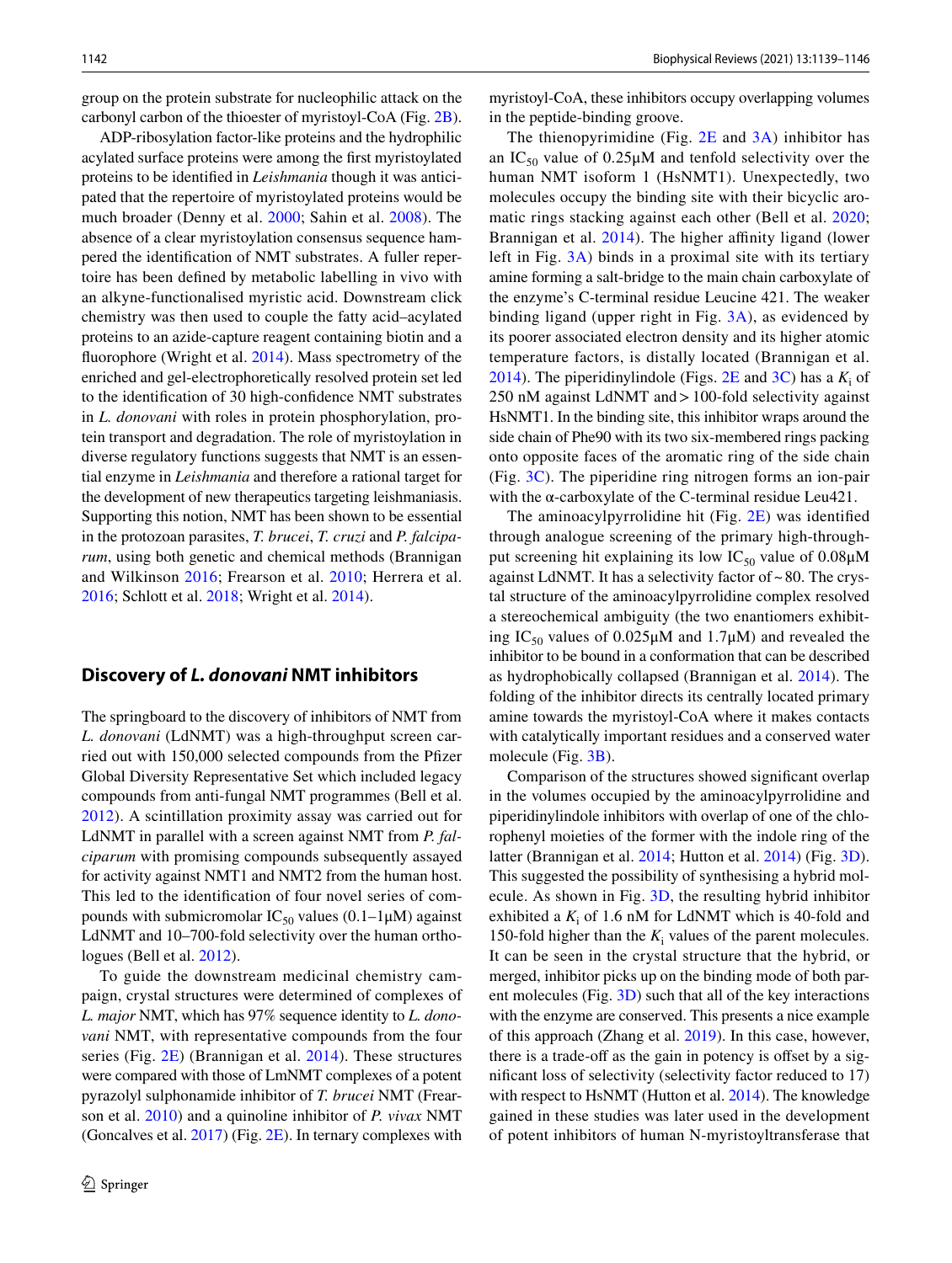group on the protein substrate for nucleophilic attack on the carbonyl carbon of the thioester of myristoyl-CoA (Fig. 2B).

ADP-ribosylation factor-like proteins and the hydrophilic acylated surface proteins were among the first myristoylated proteins to be identified in *Leishmania* though it was anticipated that the repertoire of myristoylated proteins would be much broader (Denny et al. 2000; Sahin et al. 2008). The absence of a clear myristoylation consensus sequence hampered the identification of NMT substrates. A fuller repertoire has been defined by metabolic labelling in vivo with an alkyne-functionalised myristic acid. Downstream click chemistry was then used to couple the fatty acid–acylated proteins to an azide-capture reagent containing biotin and a fluorophore (Wright et al. 2014). Mass spectrometry of the enriched and gel-electrophoretically resolved protein set led to the identification of 30 high-confidence NMT substrates in *L. donovani* with roles in protein phosphorylation, protein transport and degradation. The role of myristoylation in diverse regulatory functions suggests that NMT is an essential enzyme in *Leishmania* and therefore a rational target for the development of new therapeutics targeting leishmaniasis. Supporting this notion, NMT has been shown to be essential in the protozoan parasites, *T. brucei*, *T. cruzi* and *P. falciparum*, using both genetic and chemical methods (Brannigan and Wilkinson 2016; Frearson et al. 2010; Herrera et al. 2016; Schlott et al. 2018; Wright et al. 2014).

## Discovery of *L. donovani* NMT inhibitors

The springboard to the discovery of inhibitors of NMT from *L. donovani* (LdNMT) was a high-throughput screen carried out with 150,000 selected compounds from the Pfizer Global Diversity Representative Set which included legacy compounds from anti-fungal NMT programmes (Bell et al. 2012). A scintillation proximity assay was carried out for LdNMT in parallel with a screen against NMT from *P. falciparum* with promising compounds subsequently assayed for activity against NMT1 and NMT2 from the human host. This led to the identification of four novel series of compounds with submicromolar $IC_{50}$ values (0.1–1μM) against LdNMT and 10–700-fold selectivity over the human orthologues (Bell et al. 2012).

To guide the downstream medicinal chemistry campaign, crystal structures were determined of complexes of *L. major* NMT, which has 97% sequence identity to *L. donovani* NMT, with representative compounds from the four series (Fig. 2E) (Brannigan et al. 2014). These structures were compared with those of LmNMT complexes of a potent pyrazolyl sulphonamide inhibitor of *T. brucei* NMT (Frearson et al. 2010) and a quinoline inhibitor of *P. vivax* NMT (Goncalves et al. 2017) (Fig. 2E). In ternary complexes with myristoyl-CoA, these inhibitors occupy overlapping volumes in the peptide-binding groove.

The thienopyrimidine (Fig. 2E and 3A) inhibitor has an $IC_{50}$ value of 0.25μM and tenfold selectivity over the human NMT isoform 1 (HsNMT1). Unexpectedly, two molecules occupy the binding site with their bicyclic aromatic rings stacking against each other (Bell et al. 2020; Brannigan et al. 2014). The higher affinity ligand (lower left in Fig. 3A) binds in a proximal site with its tertiary amine forming a salt-bridge to the main chain carboxylate of the enzyme's C-terminal residue Leucine 421. The weaker binding ligand (upper right in Fig. 3A), as evidenced by its poorer associated electron density and its higher atomic temperature factors, is distally located (Brannigan et al. 2014). The piperidinylindole (Figs. 2E and 3C) has a $K_i$ of 250 nM against LdNMT and > 100-fold selectivity against HsNMT1. In the binding site, this inhibitor wraps around the side chain of Phe90 with its two six-membered rings packing onto opposite faces of the aromatic ring of the side chain (Fig. 3C). The piperidine ring nitrogen forms an ion-pair with the α-carboxylate of the C-terminal residue Leu421.

The aminoacylpyrrolidine hit (Fig. 2E) was identified through analogue screening of the primary high-throughput screening hit explaining its low $IC_{50}$ value of 0.08μM against LdNMT. It has a selectivity factor of ~ 80. The crystal structure of the aminoacylpyrrolidine complex resolved a stereochemical ambiguity (the two enantiomers exhibiting $IC_{50}$ values of 0.025μM and 1.7μM) and revealed the inhibitor to be bound in a conformation that can be described as hydrophobically collapsed (Brannigan et al. 2014). The folding of the inhibitor directs its centrally located primary amine towards the myristoyl-CoA where it makes contacts with catalytically important residues and a conserved water molecule (Fig. 3B).

Comparison of the structures showed significant overlap in the volumes occupied by the aminoacylpyrrolidine and piperidinylindole inhibitors with overlap of one of the chlorophenyl moieties of the former with the indole ring of the latter (Brannigan et al. 2014; Hutton et al. 2014) (Fig. 3D). This suggested the possibility of synthesising a hybrid molecule. As shown in Fig. 3D, the resulting hybrid inhibitor exhibited a $K_i$ of 1.6 nM for LdNMT which is 40-fold and 150-fold higher than the $K_i$ values of the parent molecules. It can be seen in the crystal structure that the hybrid, or merged, inhibitor picks up on the binding mode of both parent molecules (Fig. 3D) such that all of the key interactions with the enzyme are conserved. This presents a nice example of this approach (Zhang et al. 2019). In this case, however, there is a trade-off as the gain in potency is offset by a significant loss of selectivity (selectivity factor reduced to 17) with respect to HsNMT (Hutton et al. 2014). The knowledge gained in these studies was later used in the development of potent inhibitors of human N-myristoyltransferase that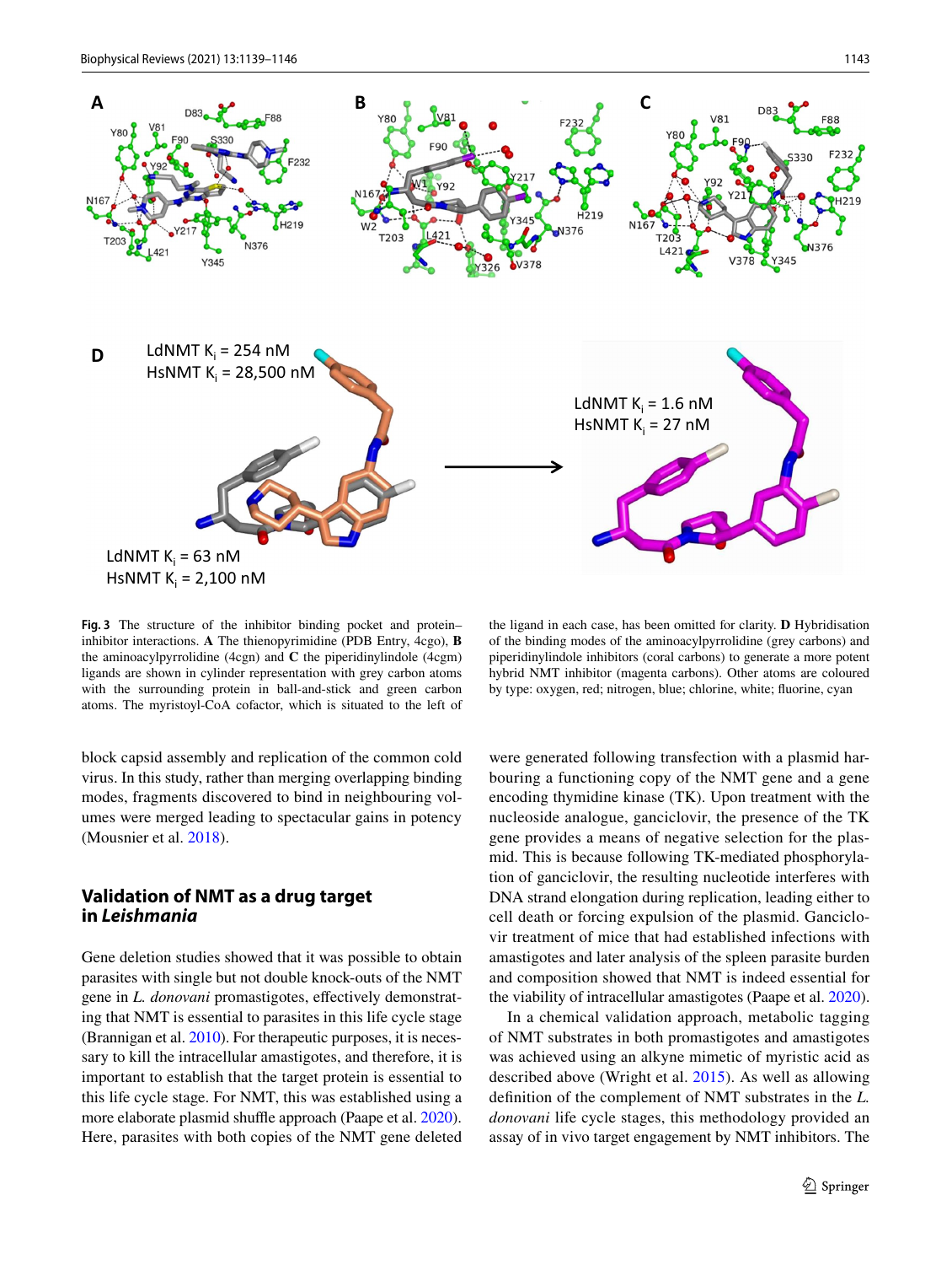**Fig. 3** The structure of the inhibitor binding pocket and protein–inhibitor interactions. **A** The thienopyrimidine (PDB Entry, 4cgo), **B** the aminoacylpyrrolidine (4cgn) and **C** the piperidinylindole (4cgm) ligands are shown in cylinder representation with grey carbon atoms with the surrounding protein in ball-and-stick and green carbon atoms. The myristoyl-CoA cofactor, which is situated to the left of the ligand in each case, has been omitted for clarity. **D** Hybridisation of the binding modes of the aminoacylpyrrolidine (grey carbons) and piperidinylindole inhibitors (coral carbons) to generate a more potent hybrid NMT inhibitor (magenta carbons). Other atoms are coloured by type: oxygen, red; nitrogen, blue; chlorine, white; fluorine, cyan

block capsid assembly and replication of the common cold virus. In this study, rather than merging overlapping binding modes, fragments discovered to bind in neighbouring volumes were merged leading to spectacular gains in potency (Mousnier et al. 2018).

## Validation of NMT as a drug target in *Leishmania*

Gene deletion studies showed that it was possible to obtain parasites with single but not double knock-outs of the NMT gene in *L. donovani* promastigotes, effectively demonstrating that NMT is essential to parasites in this life cycle stage (Brannigan et al. 2010). For therapeutic purposes, it is necessary to kill the intracellular amastigotes, and therefore, it is important to establish that the target protein is essential to this life cycle stage. For NMT, this was established using a more elaborate plasmid shuffle approach (Paape et al. 2020). Here, parasites with both copies of the NMT gene deleted were generated following transfection with a plasmid harbouring a functioning copy of the NMT gene and a gene encoding thymidine kinase (TK). Upon treatment with the nucleoside analogue, ganciclovir, the presence of the TK gene provides a means of negative selection for the plasmid. This is because following TK-mediated phosphorylation of ganciclovir, the resulting nucleotide interferes with DNA strand elongation during replication, leading either to cell death or forcing expulsion of the plasmid. Ganciclovir treatment of mice that had established infections with amastigotes and later analysis of the spleen parasite burden and composition showed that NMT is indeed essential for the viability of intracellular amastigotes (Paape et al. 2020).

In a chemical validation approach, metabolic tagging of NMT substrates in both promastigotes and amastigotes was achieved using an alkyne mimetic of myristic acid as described above (Wright et al. 2015). As well as allowing definition of the complement of NMT substrates in the *L. donovani* life cycle stages, this methodology provided an assay of in vivo target engagement by NMT inhibitors. The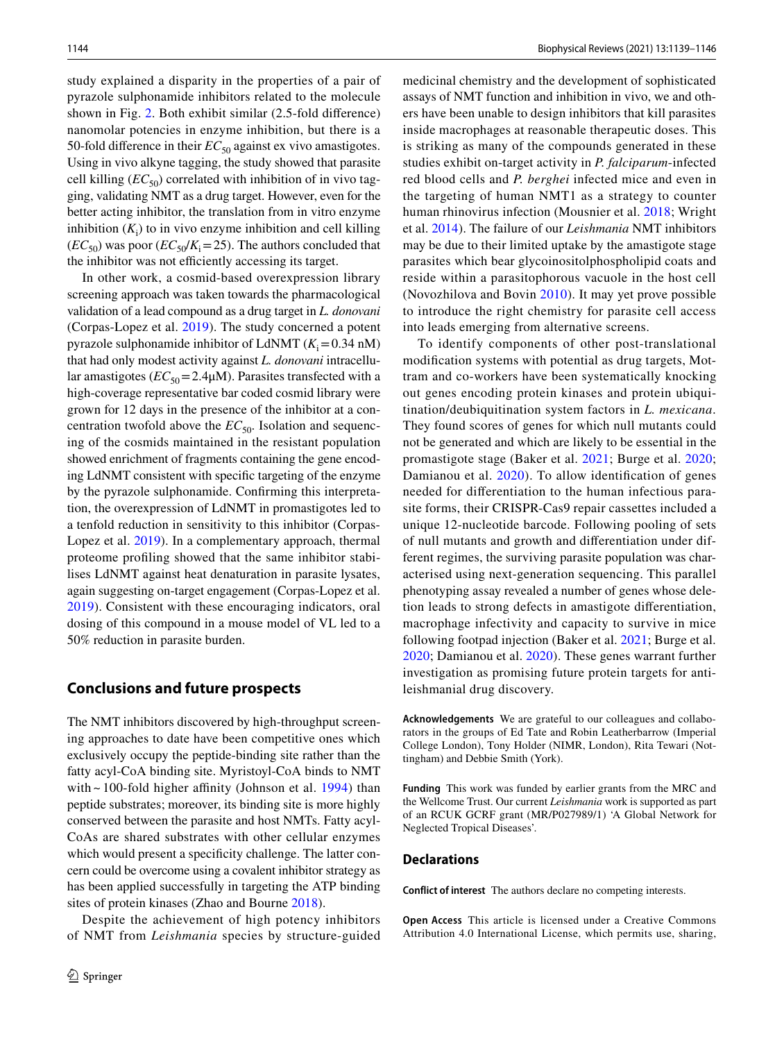study explained a disparity in the properties of a pair of pyrazole sulphonamide inhibitors related to the molecule shown in Fig. 2. Both exhibit similar (2.5-fold difference) nanomolar potencies in enzyme inhibition, but there is a 50-fold difference in their $EC_{50}$ against ex vivo amastigotes. Using in vivo alkyne tagging, the study showed that parasite cell killing ($EC_{50}$) correlated with inhibition of in vivo tagging, validating NMT as a drug target. However, even for the better acting inhibitor, the translation from in vitro enzyme inhibition ($K_i$) to in vivo enzyme inhibition and cell killing ($EC_{50}$) was poor ($EC_{50}/K_i = 25$). The authors concluded that the inhibitor was not efficiently accessing its target.

In other work, a cosmid-based overexpression library screening approach was taken towards the pharmacological validation of a lead compound as a drug target in *L. donovani* (Corpas-Lopez et al. 2019). The study concerned a potent pyrazole sulphonamide inhibitor of LdNMT ($K_i = 0.34$ nM) that had only modest activity against *L. donovani* intracellular amastigotes ($EC_{50} = 2.4$μM). Parasites transfected with a high-coverage representative bar coded cosmid library were grown for 12 days in the presence of the inhibitor at a concentration twofold above the $EC_{50}$. Isolation and sequencing of the cosmids maintained in the resistant population showed enrichment of fragments containing the gene encoding LdNMT consistent with specific targeting of the enzyme by the pyrazole sulphonamide. Confirming this interpretation, the overexpression of LdNMT in promastigotes led to a tenfold reduction in sensitivity to this inhibitor (Corpas-Lopez et al. 2019). In a complementary approach, thermal proteome profiling showed that the same inhibitor stabilises LdNMT against heat denaturation in parasite lysates, again suggesting on-target engagement (Corpas-Lopez et al. 2019). Consistent with these encouraging indicators, oral dosing of this compound in a mouse model of VL led to a 50% reduction in parasite burden.

## Conclusions and future prospects

The NMT inhibitors discovered by high-throughput screening approaches to date have been competitive ones which exclusively occupy the peptide-binding site rather than the fatty acyl-CoA binding site. Myristoyl-CoA binds to NMT with ~ 100-fold higher affinity (Johnson et al. 1994) than peptide substrates; moreover, its binding site is more highly conserved between the parasite and host NMTs. Fatty acyl-CoAs are shared substrates with other cellular enzymes which would present a specificity challenge. The latter concern could be overcome using a covalent inhibitor strategy as has been applied successfully in targeting the ATP binding sites of protein kinases (Zhao and Bourne 2018).

Despite the achievement of high potency inhibitors of NMT from *Leishmania* species by structure-guided medicinal chemistry and the development of sophisticated assays of NMT function and inhibition in vivo, we and others have been unable to design inhibitors that kill parasites inside macrophages at reasonable therapeutic doses. This is striking as many of the compounds generated in these studies exhibit on-target activity in *P. falciparum*-infected red blood cells and *P. berghei* infected mice and even in the targeting of human NMT1 as a strategy to counter human rhinovirus infection (Mousnier et al. 2018; Wright et al. 2014). The failure of our *Leishmania* NMT inhibitors may be due to their limited uptake by the amastigote stage parasites which bear glycoinositolphospholipid coats and reside within a parasitophorous vacuole in the host cell (Novozhilova and Bovin 2010). It may yet prove possible to introduce the right chemistry for parasite cell access into leads emerging from alternative screens.

To identify components of other post-translational modification systems with potential as drug targets, Mottram and co-workers have been systematically knocking out genes encoding protein kinases and protein ubiquitination/deubiquitination system factors in *L. mexicana*. They found scores of genes for which null mutants could not be generated and which are likely to be essential in the promastigote stage (Baker et al. 2021; Burge et al. 2020; Damianou et al. 2020). To allow identification of genes needed for differentiation to the human infectious parasite forms, their CRISPR-Cas9 repair cassettes included a unique 12-nucleotide barcode. Following pooling of sets of null mutants and growth and differentiation under different regimes, the surviving parasite population was characterised using next-generation sequencing. This parallel phenotyping assay revealed a number of genes whose deletion leads to strong defects in amastigote differentiation, macrophage infectivity and capacity to survive in mice following footpad injection (Baker et al. 2021; Burge et al. 2020; Damianou et al. 2020). These genes warrant further investigation as promising future protein targets for antileishmanial drug discovery.

**Acknowledgements** We are grateful to our colleagues and collaborators in the groups of Ed Tate and Robin Leatherbarrow (Imperial College London), Tony Holder (NIMR, London), Rita Tewari (Nottingham) and Debbie Smith (York).

**Funding** This work was funded by earlier grants from the MRC and the Wellcome Trust. Our current *Leishmania* work is supported as part of an RCUK GCRF grant (MR/P027989/1) 'A Global Network for Neglected Tropical Diseases'.

## Declarations

**Conflict of interest** The authors declare no competing interests.

**Open Access** This article is licensed under a Creative Commons Attribution 4.0 International License, which permits use, sharing,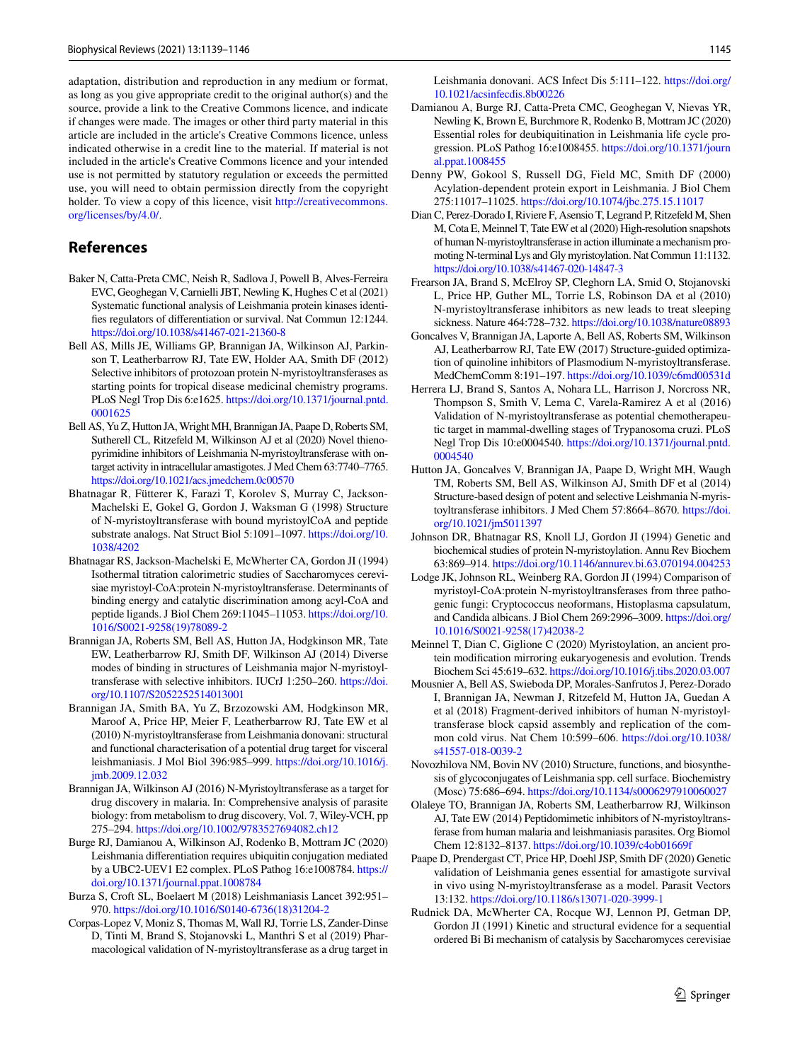adaptation, distribution and reproduction in any medium or format, as long as you give appropriate credit to the original author(s) and the source, provide a link to the Creative Commons licence, and indicate if changes were made. The images or other third party material in this article are included in the article's Creative Commons licence, unless indicated otherwise in a credit line to the material. If material is not included in the article's Creative Commons licence and your intended use is not permitted by statutory regulation or exceeds the permitted use, you will need to obtain permission directly from the copyright holder. To view a copy of this licence, visit http://creativecommons.org/licenses/by/4.0/.

## References

Baker N, Catta-Preta CMC, Neish R, Sadlova J, Powell B, Alves-Ferreira EVC, Geoghegan V, Carnielli JBT, Newling K, Hughes C et al (2021) Systematic functional analysis of Leishmania protein kinases identifies regulators of differentiation or survival. Nat Commun 12:1244. https://doi.org/10.1038/s41467-021-21360-8

Bell AS, Mills JE, Williams GP, Brannigan JA, Wilkinson AJ, Parkinson T, Leatherbarrow RJ, Tate EW, Holder AA, Smith DF (2012) Selective inhibitors of protozoan protein N-myristoyltransferases as starting points for tropical disease medicinal chemistry programs. PLoS Negl Trop Dis 6:e1625. https://doi.org/10.1371/journal.pntd.0001625

Bell AS, Yu Z, Hutton JA, Wright MH, Brannigan JA, Paape D, Roberts SM, Sutherell CL, Ritzefeld M, Wilkinson AJ et al (2020) Novel thienopyrimidine inhibitors of Leishmania N-myristoyltransferase with on-target activity in intracellular amastigotes. J Med Chem 63:7740–7765. https://doi.org/10.1021/acs.jmedchem.0c00570

Bhatnagar R, Fütterer K, Farazi T, Korolev S, Murray C, Jackson-Machelski E, Gokel G, Gordon J, Waksman G (1998) Structure of N-myristoyltransferase with bound myristoylCoA and peptide substrate analogs. Nat Struct Biol 5:1091–1097. https://doi.org/10.1038/4202

Bhatnagar RS, Jackson-Machelski E, McWherter CA, Gordon JI (1994) Isothermal titration calorimetric studies of Saccharomyces cerevisiae myristoyl-CoA:protein N-myristoyltransferase. Determinants of binding energy and catalytic discrimination among acyl-CoA and peptide ligands. J Biol Chem 269:11045–11053. https://doi.org/10.1016/S0021-9258(19)78089-2

Brannigan JA, Roberts SM, Bell AS, Hutton JA, Hodgkinson MR, Tate EW, Leatherbarrow RJ, Smith DF, Wilkinson AJ (2014) Diverse modes of binding in structures of Leishmania major N-myristoyltransferase with selective inhibitors. IUCrJ 1:250–260. https://doi.org/10.1107/S2052252514013001

Brannigan JA, Smith BA, Yu Z, Brzozowski AM, Hodgkinson MR, Maroof A, Price HP, Meier F, Leatherbarrow RJ, Tate EW et al (2010) N-myristoyltransferase from Leishmania donovani: structural and functional characterisation of a potential drug target for visceral leishmaniasis. J Mol Biol 396:985–999. https://doi.org/10.1016/j.jmb.2009.12.032

Brannigan JA, Wilkinson AJ (2016) N-Myristoyltransferase as a target for drug discovery in malaria. In: Comprehensive analysis of parasite biology: from metabolism to drug discovery, Vol. 7, Wiley-VCH, pp 275–294. https://doi.org/10.1002/9783527694082.ch12

Burge RJ, Damianou A, Wilkinson AJ, Rodenko B, Mottram JC (2020) Leishmania differentiation requires ubiquitin conjugation mediated by a UBC2-UEV1 E2 complex. PLoS Pathog 16:e1008784. https://doi.org/10.1371/journal.ppat.1008784

Burza S, Croft SL, Boelaert M (2018) Leishmaniasis Lancet 392:951–970. https://doi.org/10.1016/S0140-6736(18)31204-2

Corpas-Lopez V, Moniz S, Thomas M, Wall RJ, Torrie LS, Zander-Dinse D, Tinti M, Brand S, Stojanovski L, Manthri S et al (2019) Pharmacological validation of N-myristoyltransferase as a drug target in Leishmania donovani. ACS Infect Dis 5:111–122. https://doi.org/10.1021/acsinfecdis.8b00226

Damianou A, Burge RJ, Catta-Preta CMC, Geoghegan V, Nievas YR, Newling K, Brown E, Burchmore R, Rodenko B, Mottram JC (2020) Essential roles for deubiquitination in Leishmania life cycle progression. PLoS Pathog 16:e1008455. https://doi.org/10.1371/journal.ppat.1008455

Denny PW, Gokool S, Russell DG, Field MC, Smith DF (2000) Acylation-dependent protein export in Leishmania. J Biol Chem 275:11017–11025. https://doi.org/10.1074/jbc.275.15.11017

Dian C, Perez-Dorado I, Riviere F, Asensio T, Legrand P, Ritzefeld M, Shen M, Cota E, Meinnel T, Tate EW et al (2020) High-resolution snapshots of human N-myristoyltransferase in action illuminate a mechanism promoting N-terminal Lys and Gly myristoylation. Nat Commun 11:1132. https://doi.org/10.1038/s41467-020-14847-3

Frearson JA, Brand S, McElroy SP, Cleghorn LA, Smid O, Stojanovski L, Price HP, Guther ML, Torrie LS, Robinson DA et al (2010) N-myristoyltransferase inhibitors as new leads to treat sleeping sickness. Nature 464:728–732. https://doi.org/10.1038/nature08893

Goncalves V, Brannigan JA, Laporte A, Bell AS, Roberts SM, Wilkinson AJ, Leatherbarrow RJ, Tate EW (2017) Structure-guided optimization of quinoline inhibitors of Plasmodium N-myristoyltransferase. MedChemComm 8:191–197. https://doi.org/10.1039/c6md00531d

Herrera LJ, Brand S, Santos A, Nohara LL, Harrison J, Norcross NR, Thompson S, Smith V, Lema C, Varela-Ramirez A et al (2016) Validation of N-myristoyltransferase as potential chemotherapeutic target in mammal-dwelling stages of Trypanosoma cruzi. PLoS Negl Trop Dis 10:e0004540. https://doi.org/10.1371/journal.pntd.0004540

Hutton JA, Goncalves V, Brannigan JA, Paape D, Wright MH, Waugh TM, Roberts SM, Bell AS, Wilkinson AJ, Smith DF et al (2014) Structure-based design of potent and selective Leishmania N-myristoyltransferase inhibitors. J Med Chem 57:8664–8670. https://doi.org/10.1021/jm5011397

Johnson DR, Bhatnagar RS, Knoll LJ, Gordon JI (1994) Genetic and biochemical studies of protein N-myristoylation. Annu Rev Biochem 63:869–914. https://doi.org/10.1146/annurev.bi.63.070194.004253

Lodge JK, Johnson RL, Weinberg RA, Gordon JI (1994) Comparison of myristoyl-CoA:protein N-myristoyltransferases from three pathogenic fungi: Cryptococcus neoformans, Histoplasma capsulatum, and Candida albicans. J Biol Chem 269:2996–3009. https://doi.org/10.1016/S0021-9258(17)42038-2

Meinnel T, Dian C, Giglione C (2020) Myristoylation, an ancient protein modification mirroring eukaryogenesis and evolution. Trends Biochem Sci 45:619–632. https://doi.org/10.1016/j.tibs.2020.03.007

Mousnier A, Bell AS, Swieboda DP, Morales-Sanfrutos J, Perez-Dorado I, Brannigan JA, Newman J, Ritzefeld M, Hutton JA, Guedan A et al (2018) Fragment-derived inhibitors of human N-myristoyltransferase block capsid assembly and replication of the common cold virus. Nat Chem 10:599–606. https://doi.org/10.1038/s41557-018-0039-2

Novozhilova NM, Bovin NV (2010) Structure, functions, and biosynthesis of glycoconjugates of Leishmania spp. cell surface. Biochemistry (Mosc) 75:686–694. https://doi.org/10.1134/s0006297910060027

Olaleye TO, Brannigan JA, Roberts SM, Leatherbarrow RJ, Wilkinson AJ, Tate EW (2014) Peptidomimetic inhibitors of N-myristoyltransferase from human malaria and leishmaniasis parasites. Org Biomol Chem 12:8132–8137. https://doi.org/10.1039/c4ob01669f

Paape D, Prendergast CT, Price HP, Doehl JSP, Smith DF (2020) Genetic validation of Leishmania genes essential for amastigote survival in vivo using N-myristoyltransferase as a model. Parasit Vectors 13:132. https://doi.org/10.1186/s13071-020-3999-1

Rudnick DA, McWherter CA, Rocque WJ, Lennon PJ, Getman DP, Gordon JI (1991) Kinetic and structural evidence for a sequential ordered Bi Bi mechanism of catalysis by Saccharomyces cerevisiae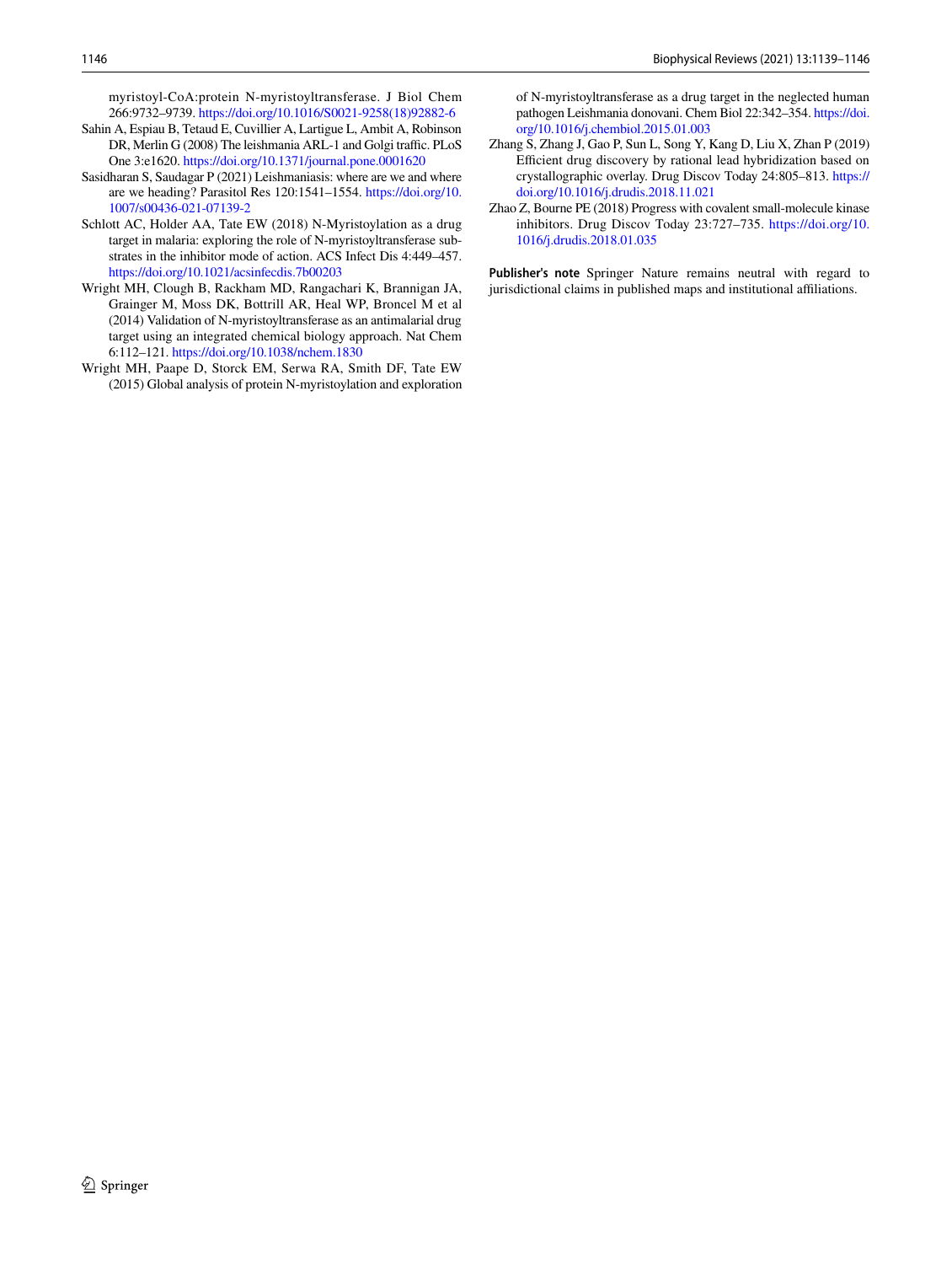myristoyl-CoA:protein N-myristoyltransferase. J Biol Chem 266:9732–9739. https://doi.org/10.1016/S0021-9258(18)92882-6

Sahin A, Espiau B, Tetaud E, Cuvillier A, Lartigue L, Ambit A, Robinson DR, Merlin G (2008) The leishmania ARL-1 and Golgi traffic. PLoS One 3:e1620. https://doi.org/10.1371/journal.pone.0001620

Sasidharan S, Saudagar P (2021) Leishmaniasis: where are we and where are we heading? Parasitol Res 120:1541–1554. https://doi.org/10.1007/s00436-021-07139-2

Schlott AC, Holder AA, Tate EW (2018) N-Myristoylation as a drug target in malaria: exploring the role of N-myristoyltransferase substrates in the inhibitor mode of action. ACS Infect Dis 4:449–457. https://doi.org/10.1021/acsinfecdis.7b00203

Wright MH, Clough B, Rackham MD, Rangachari K, Brannigan JA, Grainger M, Moss DK, Bottrill AR, Heal WP, Broncel M et al (2014) Validation of N-myristoyltransferase as an antimalarial drug target using an integrated chemical biology approach. Nat Chem 6:112–121. https://doi.org/10.1038/nchem.1830

Wright MH, Paape D, Storck EM, Serwa RA, Smith DF, Tate EW (2015) Global analysis of protein N-myristoylation and exploration of N-myristoyltransferase as a drug target in the neglected human pathogen Leishmania donovani. Chem Biol 22:342–354. https://doi.org/10.1016/j.chembiol.2015.01.003

Zhang S, Zhang J, Gao P, Sun L, Song Y, Kang D, Liu X, Zhan P (2019) Efficient drug discovery by rational lead hybridization based on crystallographic overlay. Drug Discov Today 24:805–813. https://doi.org/10.1016/j.drudis.2018.11.021

Zhao Z, Bourne PE (2018) Progress with covalent small-molecule kinase inhibitors. Drug Discov Today 23:727–735. https://doi.org/10.1016/j.drudis.2018.01.035

**Publisher's note** Springer Nature remains neutral with regard to jurisdictional claims in published maps and institutional affiliations.